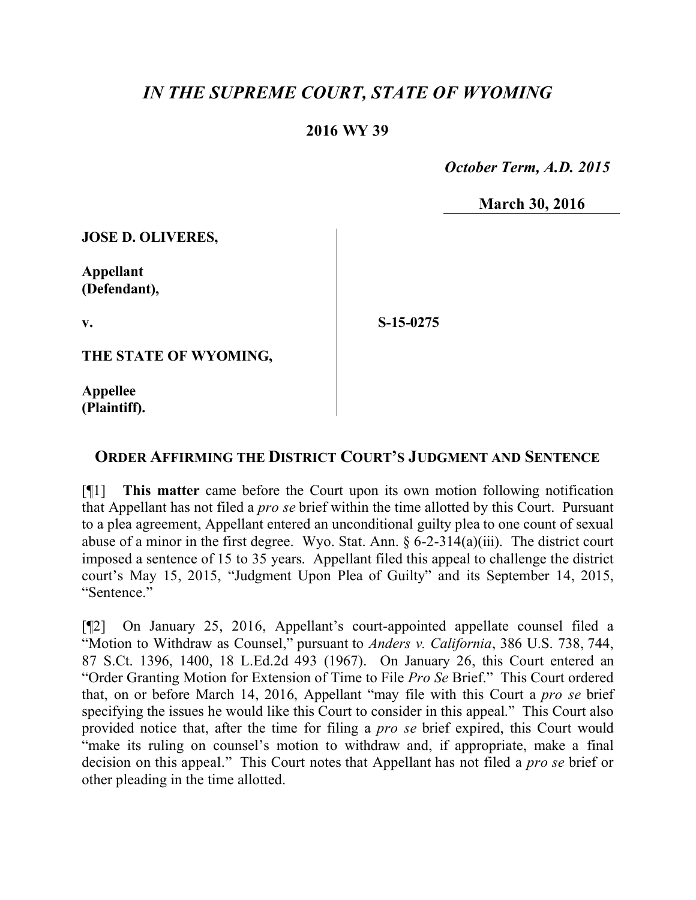# *IN THE SUPREME COURT, STATE OF WYOMING*

**2016 WY 39**

*October Term, A.D. 2015*

**March 30, 2016**

**JOSE D. OLIVERES,**

**Appellant (Defendant),**

**v.**

**S-15-0275**

**THE STATE OF WYOMING,**

**Appellee (Plaintiff).**

## ORDER AFFIRMING THE DISTRICT COURT'S JUDGMENT AND SENTENCE

[¶1] **This matter** came before the Court upon its own motion following notification that Appellant has not filed a *pro se* brief within the time allotted by this Court. Pursuant to a plea agreement, Appellant entered an unconditional guilty plea to one count of sexual abuse of a minor in the first degree. Wyo. Stat. Ann. § 6-2-314(a)(iii). The district court imposed a sentence of 15 to 35 years. Appellant filed this appeal to challenge the district court's May 15, 2015, "Judgment Upon Plea of Guilty" and its September 14, 2015, "Sentence."

[¶2] On January 25, 2016, Appellant's court-appointed appellate counsel filed a "Motion to Withdraw as Counsel," pursuant to *Anders v. California*, 386 U.S. 738, 744, 87 S.Ct. 1396, 1400, 18 L.Ed.2d 493 (1967). On January 26, this Court entered an "Order Granting Motion for Extension of Time to File *Pro Se* Brief." This Court ordered that, on or before March 14, 2016, Appellant "may file with this Court a *pro se* brief specifying the issues he would like this Court to consider in this appeal." This Court also provided notice that, after the time for filing a *pro se* brief expired, this Court would "make its ruling on counsel's motion to withdraw and, if appropriate, make a final decision on this appeal." This Court notes that Appellant has not filed a *pro se* brief or other pleading in the time allotted.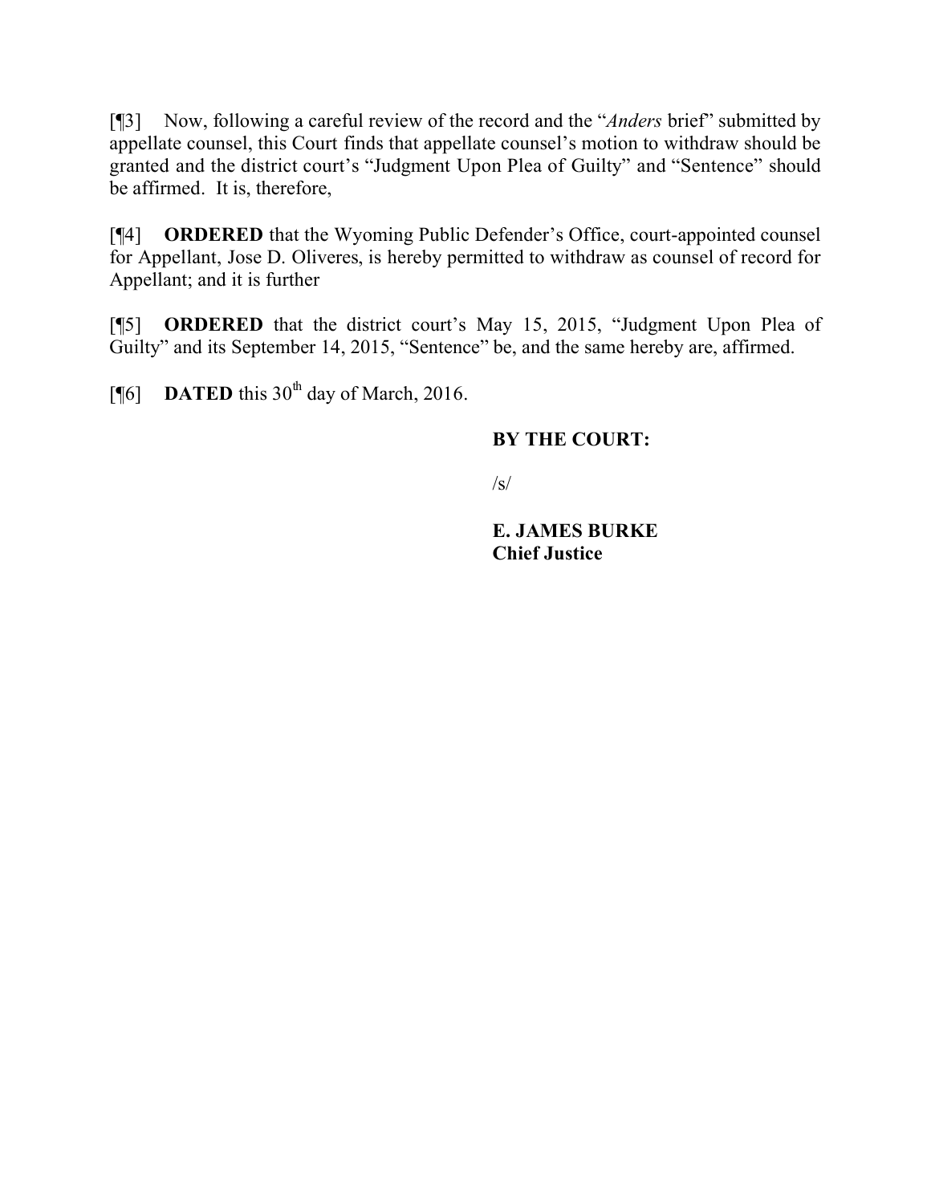[¶3] Now, following a careful review of the record and the "*Anders* brief" submitted by appellate counsel, this Court finds that appellate counsel's motion to withdraw should be granted and the district court's "Judgment Upon Plea of Guilty" and "Sentence" should be affirmed. It is, therefore,

[¶4] **ORDERED** that the Wyoming Public Defender's Office, court-appointed counsel for Appellant, Jose D. Oliveres, is hereby permitted to withdraw as counsel of record for Appellant; and it is further

[¶5] **ORDERED** that the district court's May 15, 2015, "Judgment Upon Plea of Guilty" and its September 14, 2015, "Sentence" be, and the same hereby are, affirmed.

[¶6] **DATED** this 30th day of March, 2016.

**BY THE COURT:**

/s/

**E. JAMES BURKE**
**Chief Justice**